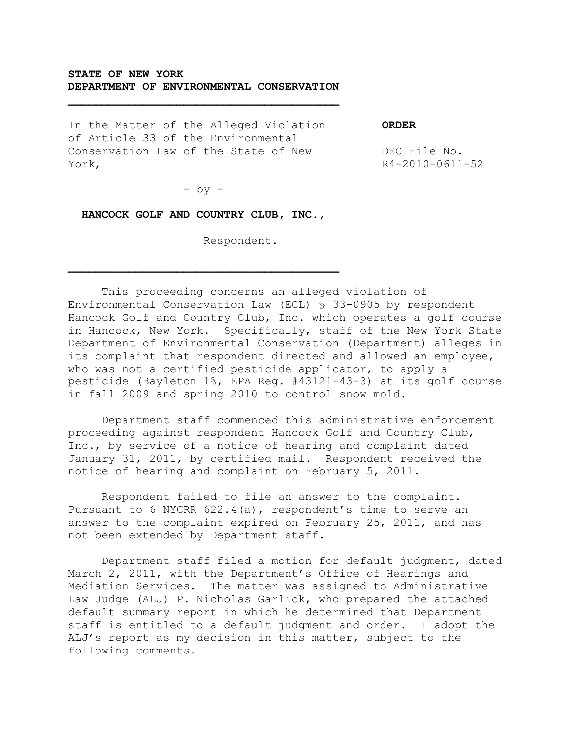**STATE OF NEW YORK**
**DEPARTMENT OF ENVIRONMENTAL CONSERVATION**

---

In the Matter of the Alleged Violation of Article 33 of the Environmental Conservation Law of the State of New York,

- by -

**HANCOCK GOLF AND COUNTRY CLUB, INC.,**

Respondent.

---

**ORDER**

DEC File No. R4-2010-0611-52

This proceeding concerns an alleged violation of Environmental Conservation Law (ECL) § 33-0905 by respondent Hancock Golf and Country Club, Inc. which operates a golf course in Hancock, New York. Specifically, staff of the New York State Department of Environmental Conservation (Department) alleges in its complaint that respondent directed and allowed an employee, who was not a certified pesticide applicator, to apply a pesticide (Bayleton 1%, EPA Reg. #43121-43-3) at its golf course in fall 2009 and spring 2010 to control snow mold.

Department staff commenced this administrative enforcement proceeding against respondent Hancock Golf and Country Club, Inc., by service of a notice of hearing and complaint dated January 31, 2011, by certified mail. Respondent received the notice of hearing and complaint on February 5, 2011.

Respondent failed to file an answer to the complaint. Pursuant to 6 NYCRR 622.4(a), respondent's time to serve an answer to the complaint expired on February 25, 2011, and has not been extended by Department staff.

Department staff filed a motion for default judgment, dated March 2, 2011, with the Department's Office of Hearings and Mediation Services. The matter was assigned to Administrative Law Judge (ALJ) P. Nicholas Garlick, who prepared the attached default summary report in which he determined that Department staff is entitled to a default judgment and order. I adopt the ALJ's report as my decision in this matter, subject to the following comments.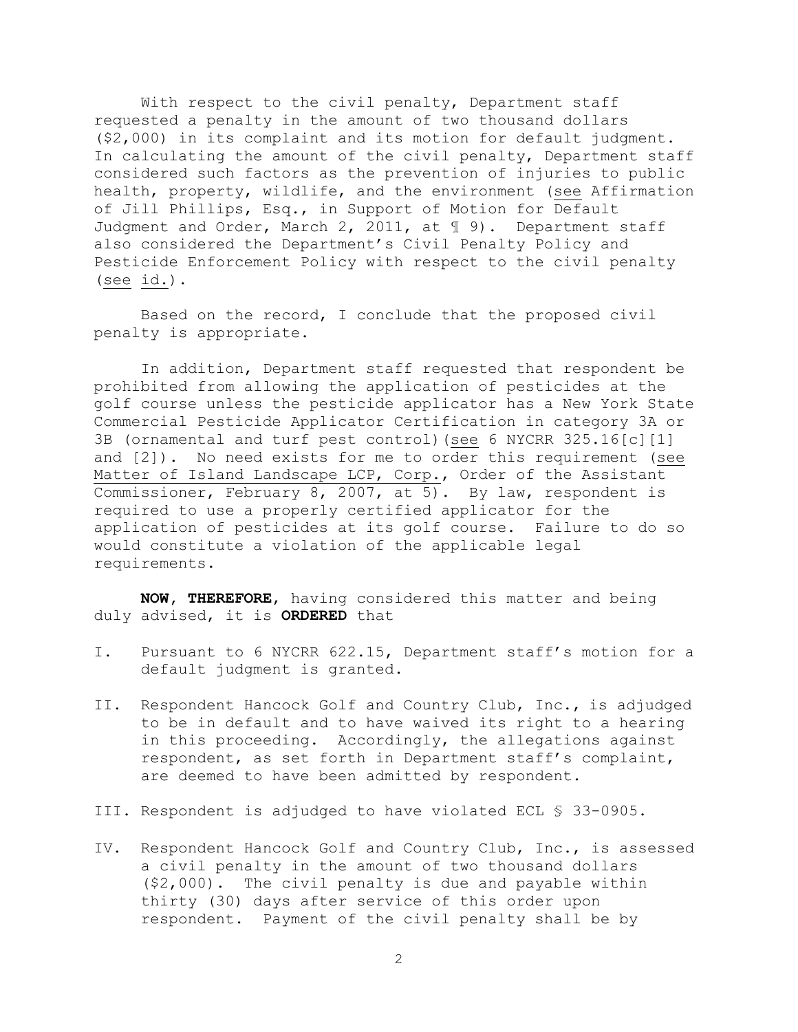With respect to the civil penalty, Department staff requested a penalty in the amount of two thousand dollars ($2,000) in its complaint and its motion for default judgment. In calculating the amount of the civil penalty, Department staff considered such factors as the prevention of injuries to public health, property, wildlife, and the environment (see Affirmation of Jill Phillips, Esq., in Support of Motion for Default Judgment and Order, March 2, 2011, at ¶ 9). Department staff also considered the Department's Civil Penalty Policy and Pesticide Enforcement Policy with respect to the civil penalty (see id.).

Based on the record, I conclude that the proposed civil penalty is appropriate.

In addition, Department staff requested that respondent be prohibited from allowing the application of pesticides at the golf course unless the pesticide applicator has a New York State Commercial Pesticide Applicator Certification in category 3A or 3B (ornamental and turf pest control)(see 6 NYCRR 325.16[c][1] and [2]). No need exists for me to order this requirement (see Matter of Island Landscape LCP, Corp., Order of the Assistant Commissioner, February 8, 2007, at 5). By law, respondent is required to use a properly certified applicator for the application of pesticides at its golf course. Failure to do so would constitute a violation of the applicable legal requirements.

**NOW, THEREFORE,** having considered this matter and being duly advised, it is **ORDERED** that

I. Pursuant to 6 NYCRR 622.15, Department staff's motion for a default judgment is granted.

II. Respondent Hancock Golf and Country Club, Inc., is adjudged to be in default and to have waived its right to a hearing in this proceeding. Accordingly, the allegations against respondent, as set forth in Department staff's complaint, are deemed to have been admitted by respondent.

III. Respondent is adjudged to have violated ECL § 33-0905.

IV. Respondent Hancock Golf and Country Club, Inc., is assessed a civil penalty in the amount of two thousand dollars ($2,000). The civil penalty is due and payable within thirty (30) days after service of this order upon respondent. Payment of the civil penalty shall be by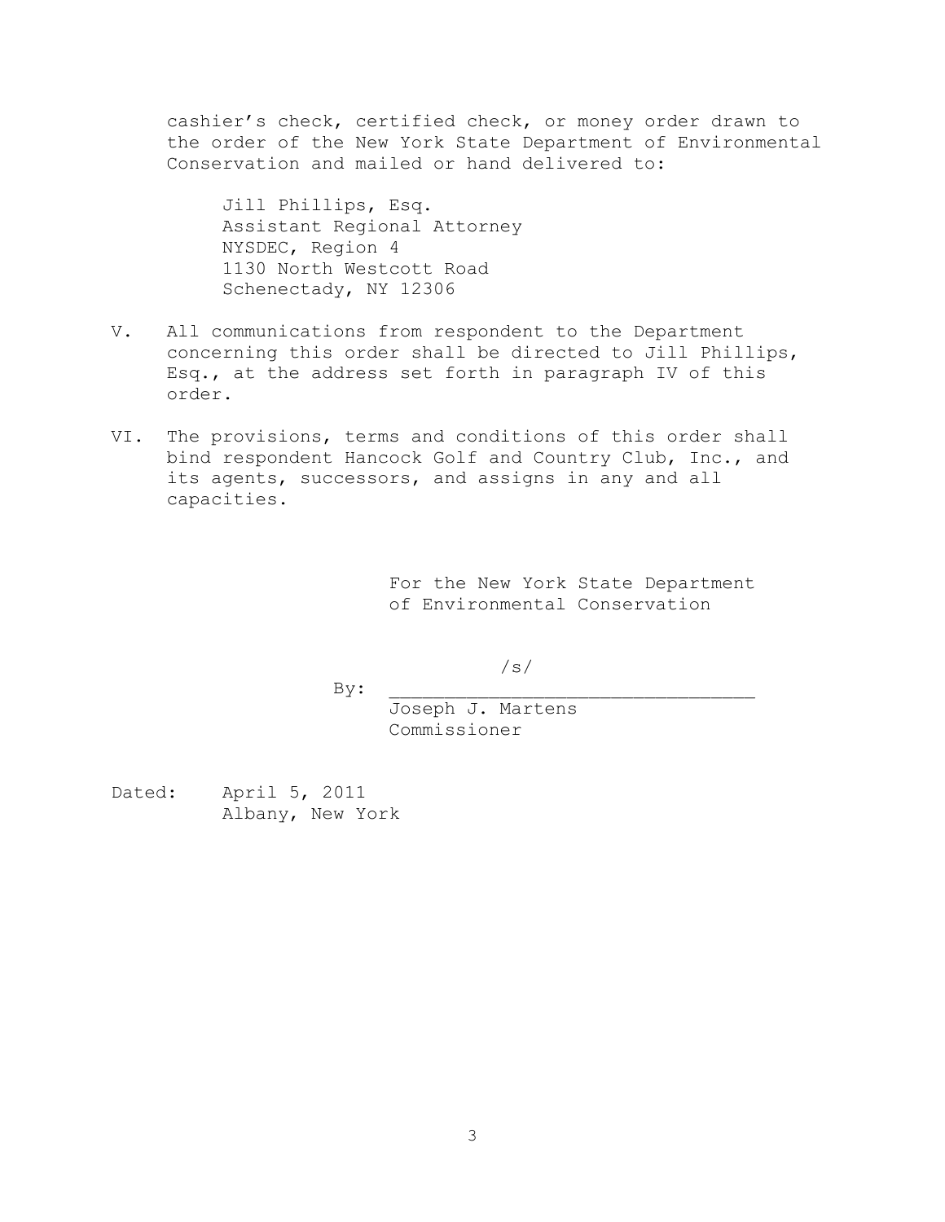cashier's check, certified check, or money order drawn to the order of the New York State Department of Environmental Conservation and mailed or hand delivered to:

Jill Phillips, Esq.
Assistant Regional Attorney
NYSDEC, Region 4
1130 North Westcott Road
Schenectady, NY 12306

V. All communications from respondent to the Department concerning this order shall be directed to Jill Phillips, Esq., at the address set forth in paragraph IV of this order.

VI. The provisions, terms and conditions of this order shall bind respondent Hancock Golf and Country Club, Inc., and its agents, successors, and assigns in any and all capacities.

For the New York State Department of Environmental Conservation

/s/

By: ________________________________
Joseph J. Martens
Commissioner

Dated: April 5, 2011
Albany, New York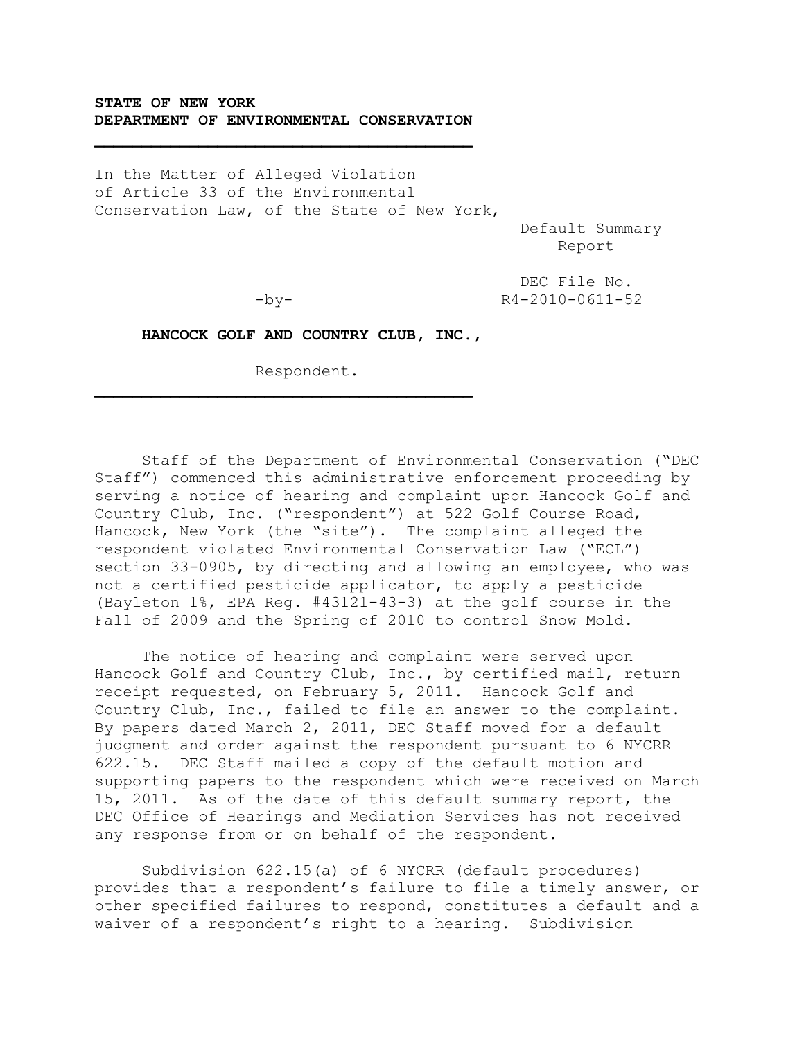**STATE OF NEW YORK**
**DEPARTMENT OF ENVIRONMENTAL CONSERVATION**

---

In the Matter of Alleged Violation of Article 33 of the Environmental Conservation Law, of the State of New York,

-by-

**HANCOCK GOLF AND COUNTRY CLUB, INC.,**

Respondent.

---

Default Summary Report

DEC File No. R4-2010-0611-52

Staff of the Department of Environmental Conservation ("DEC Staff") commenced this administrative enforcement proceeding by serving a notice of hearing and complaint upon Hancock Golf and Country Club, Inc. ("respondent") at 522 Golf Course Road, Hancock, New York (the "site"). The complaint alleged the respondent violated Environmental Conservation Law ("ECL") section 33-0905, by directing and allowing an employee, who was not a certified pesticide applicator, to apply a pesticide (Bayleton 1%, EPA Reg. #43121-43-3) at the golf course in the Fall of 2009 and the Spring of 2010 to control Snow Mold.

The notice of hearing and complaint were served upon Hancock Golf and Country Club, Inc., by certified mail, return receipt requested, on February 5, 2011. Hancock Golf and Country Club, Inc., failed to file an answer to the complaint. By papers dated March 2, 2011, DEC Staff moved for a default judgment and order against the respondent pursuant to 6 NYCRR 622.15. DEC Staff mailed a copy of the default motion and supporting papers to the respondent which were received on March 15, 2011. As of the date of this default summary report, the DEC Office of Hearings and Mediation Services has not received any response from or on behalf of the respondent.

Subdivision 622.15(a) of 6 NYCRR (default procedures) provides that a respondent's failure to file a timely answer, or other specified failures to respond, constitutes a default and a waiver of a respondent's right to a hearing. Subdivision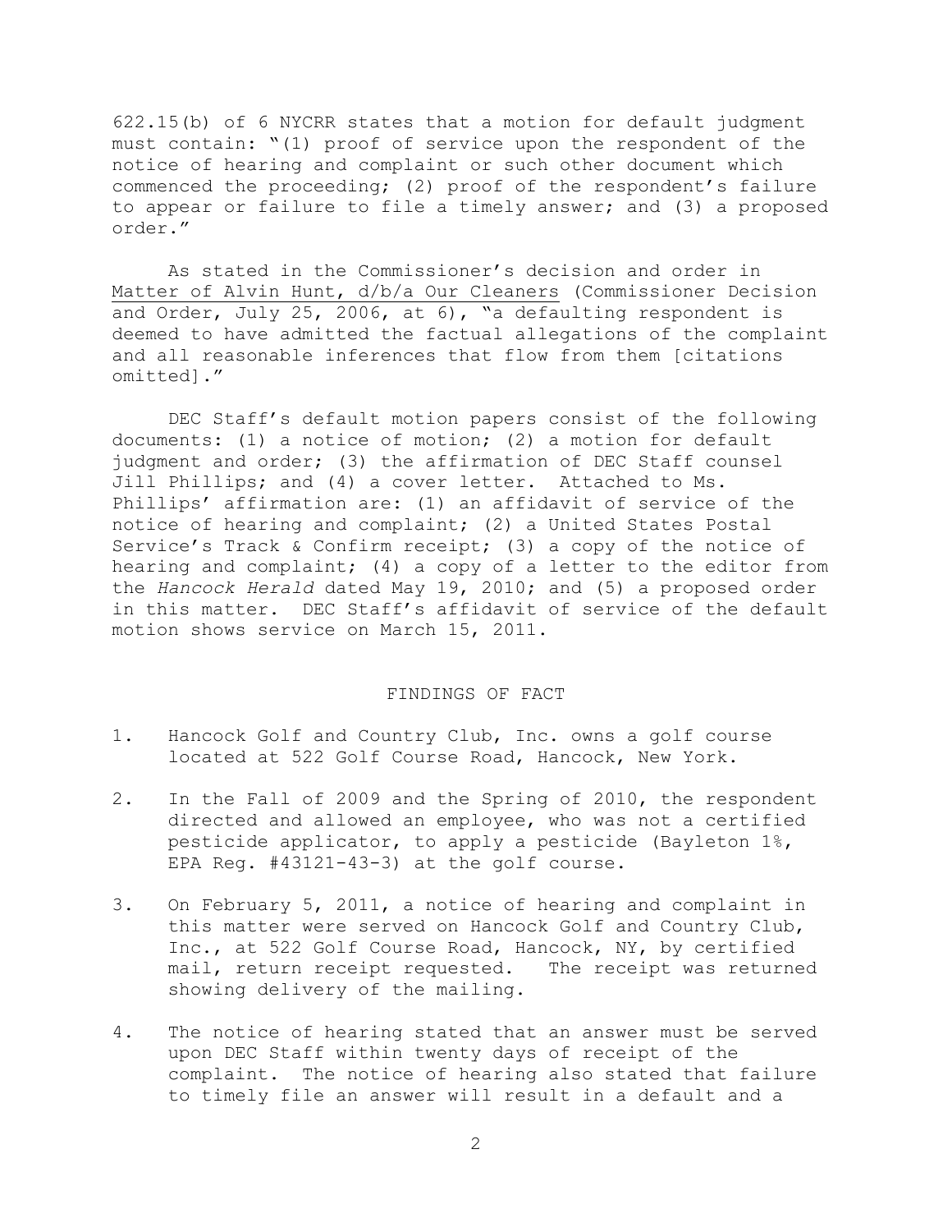622.15(b) of 6 NYCRR states that a motion for default judgment must contain: "(1) proof of service upon the respondent of the notice of hearing and complaint or such other document which commenced the proceeding; (2) proof of the respondent's failure to appear or failure to file a timely answer; and (3) a proposed order."

As stated in the Commissioner's decision and order in Matter of Alvin Hunt, d/b/a Our Cleaners (Commissioner Decision and Order, July 25, 2006, at 6), "a defaulting respondent is deemed to have admitted the factual allegations of the complaint and all reasonable inferences that flow from them [citations omitted]."

DEC Staff's default motion papers consist of the following documents: (1) a notice of motion; (2) a motion for default judgment and order; (3) the affirmation of DEC Staff counsel Jill Phillips; and (4) a cover letter. Attached to Ms. Phillips' affirmation are: (1) an affidavit of service of the notice of hearing and complaint; (2) a United States Postal Service's Track & Confirm receipt; (3) a copy of the notice of hearing and complaint; (4) a copy of a letter to the editor from the *Hancock Herald* dated May 19, 2010; and (5) a proposed order in this matter. DEC Staff's affidavit of service of the default motion shows service on March 15, 2011.

## FINDINGS OF FACT

1. Hancock Golf and Country Club, Inc. owns a golf course located at 522 Golf Course Road, Hancock, New York.

2. In the Fall of 2009 and the Spring of 2010, the respondent directed and allowed an employee, who was not a certified pesticide applicator, to apply a pesticide (Bayleton 1%, EPA Reg. #43121-43-3) at the golf course.

3. On February 5, 2011, a notice of hearing and complaint in this matter were served on Hancock Golf and Country Club, Inc., at 522 Golf Course Road, Hancock, NY, by certified mail, return receipt requested. The receipt was returned showing delivery of the mailing.

4. The notice of hearing stated that an answer must be served upon DEC Staff within twenty days of receipt of the complaint. The notice of hearing also stated that failure to timely file an answer will result in a default and a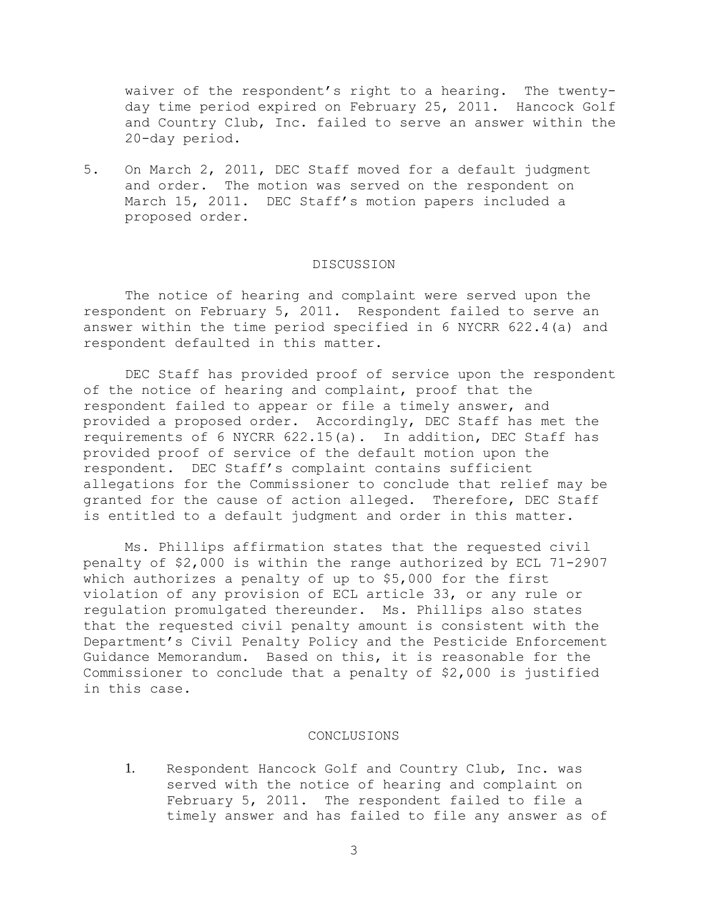waiver of the respondent's right to a hearing. The twenty-day time period expired on February 25, 2011. Hancock Golf and Country Club, Inc. failed to serve an answer within the 20-day period.

5. On March 2, 2011, DEC Staff moved for a default judgment and order. The motion was served on the respondent on March 15, 2011. DEC Staff's motion papers included a proposed order.

## DISCUSSION

The notice of hearing and complaint were served upon the respondent on February 5, 2011. Respondent failed to serve an answer within the time period specified in 6 NYCRR 622.4(a) and respondent defaulted in this matter.

DEC Staff has provided proof of service upon the respondent of the notice of hearing and complaint, proof that the respondent failed to appear or file a timely answer, and provided a proposed order. Accordingly, DEC Staff has met the requirements of 6 NYCRR 622.15(a). In addition, DEC Staff has provided proof of service of the default motion upon the respondent. DEC Staff's complaint contains sufficient allegations for the Commissioner to conclude that relief may be granted for the cause of action alleged. Therefore, DEC Staff is entitled to a default judgment and order in this matter.

Ms. Phillips affirmation states that the requested civil penalty of $2,000 is within the range authorized by ECL 71-2907 which authorizes a penalty of up to $5,000 for the first violation of any provision of ECL article 33, or any rule or regulation promulgated thereunder. Ms. Phillips also states that the requested civil penalty amount is consistent with the Department's Civil Penalty Policy and the Pesticide Enforcement Guidance Memorandum. Based on this, it is reasonable for the Commissioner to conclude that a penalty of $2,000 is justified in this case.

## CONCLUSIONS

1. Respondent Hancock Golf and Country Club, Inc. was served with the notice of hearing and complaint on February 5, 2011. The respondent failed to file a timely answer and has failed to file any answer as of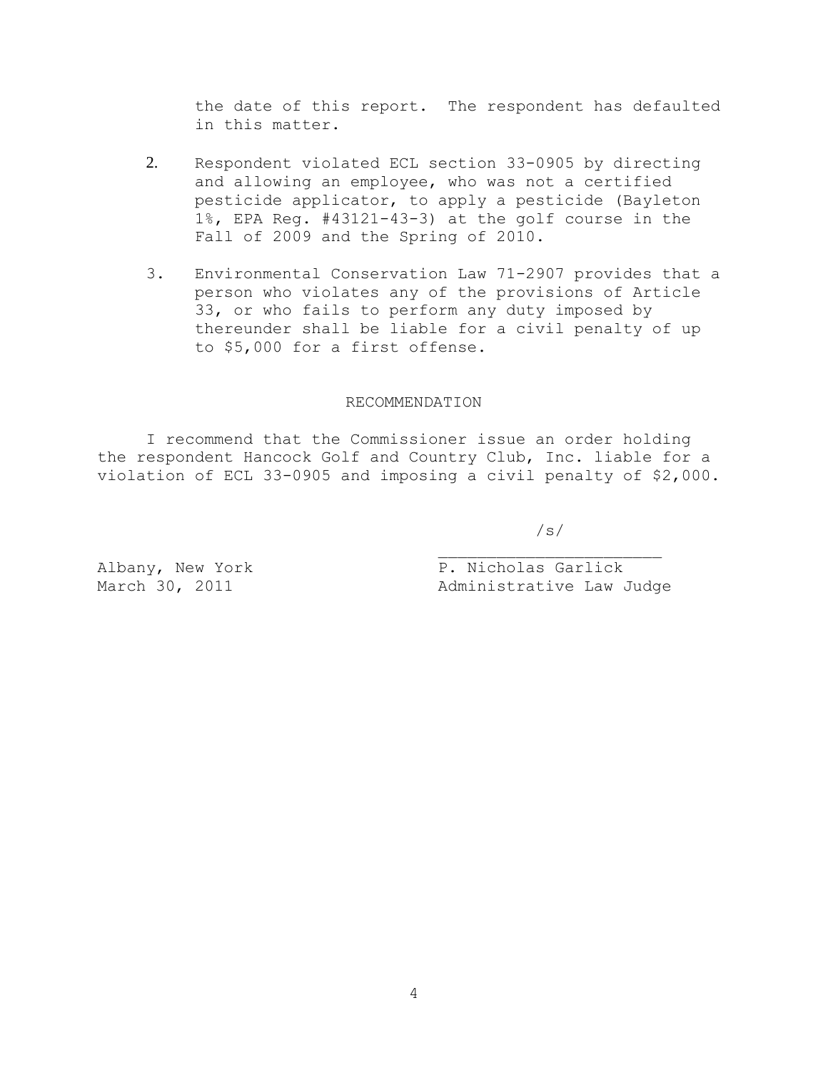the date of this report. The respondent has defaulted in this matter.

2. Respondent violated ECL section 33-0905 by directing and allowing an employee, who was not a certified pesticide applicator, to apply a pesticide (Bayleton 1%, EPA Reg. #43121-43-3) at the golf course in the Fall of 2009 and the Spring of 2010.

3. Environmental Conservation Law 71-2907 provides that a person who violates any of the provisions of Article 33, or who fails to perform any duty imposed by thereunder shall be liable for a civil penalty of up to $5,000 for a first offense.

## RECOMMENDATION

I recommend that the Commissioner issue an order holding the respondent Hancock Golf and Country Club, Inc. liable for a violation of ECL 33-0905 and imposing a civil penalty of $2,000.

/s/

Albany, New York
March 30, 2011

P. Nicholas Garlick
Administrative Law Judge